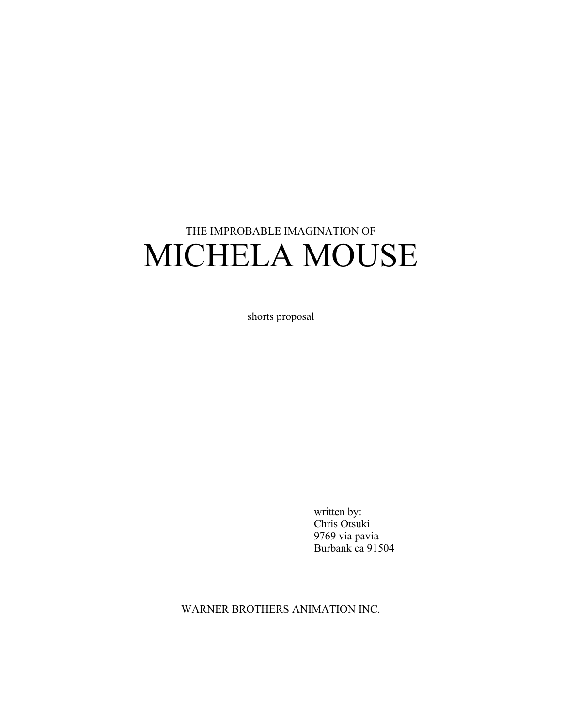THE IMPROBABLE IMAGINATION OF

# MICHELA MOUSE

shorts proposal

written by:
Chris Otsuki
9769 via pavia
Burbank ca 91504

WARNER BROTHERS ANIMATION INC.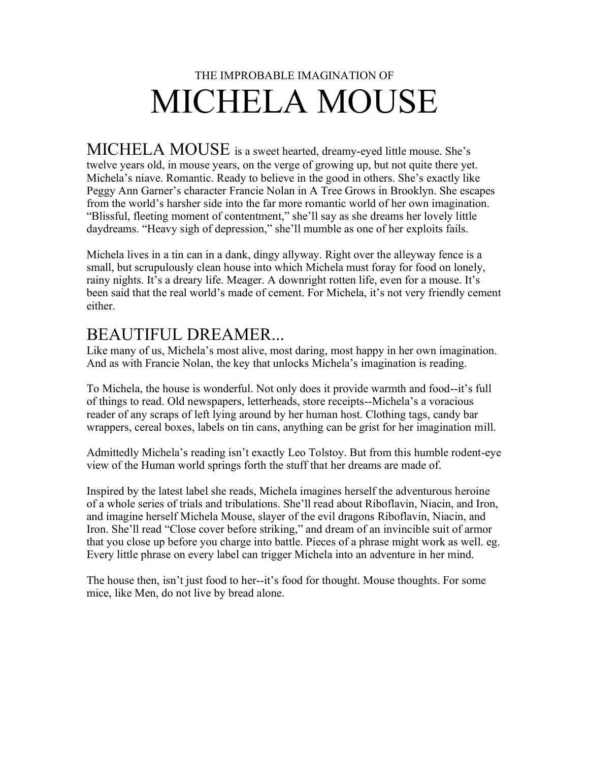THE IMPROBABLE IMAGINATION OF

# MICHELA MOUSE

MICHELA MOUSE is a sweet hearted, dreamy-eyed little mouse. She's twelve years old, in mouse years, on the verge of growing up, but not quite there yet. Michela's niave. Romantic. Ready to believe in the good in others. She's exactly like Peggy Ann Garner's character Francie Nolan in A Tree Grows in Brooklyn. She escapes from the world's harsher side into the far more romantic world of her own imagination. "Blissful, fleeting moment of contentment," she'll say as she dreams her lovely little daydreams. "Heavy sigh of depression," she'll mumble as one of her exploits fails.

Michela lives in a tin can in a dank, dingy allyway. Right over the alleyway fence is a small, but scrupulously clean house into which Michela must foray for food on lonely, rainy nights. It's a dreary life. Meager. A downright rotten life, even for a mouse. It's been said that the real world's made of cement. For Michela, it's not very friendly cement either.

## BEAUTIFUL DREAMER...

Like many of us, Michela's most alive, most daring, most happy in her own imagination. And as with Francie Nolan, the key that unlocks Michela's imagination is reading.

To Michela, the house is wonderful. Not only does it provide warmth and food--it's full of things to read. Old newspapers, letterheads, store receipts--Michela's a voracious reader of any scraps of left lying around by her human host. Clothing tags, candy bar wrappers, cereal boxes, labels on tin cans, anything can be grist for her imagination mill.

Admittedly Michela's reading isn't exactly Leo Tolstoy. But from this humble rodent-eye view of the Human world springs forth the stuff that her dreams are made of.

Inspired by the latest label she reads, Michela imagines herself the adventurous heroine of a whole series of trials and tribulations. She'll read about Riboflavin, Niacin, and Iron, and imagine herself Michela Mouse, slayer of the evil dragons Riboflavin, Niacin, and Iron. She'll read "Close cover before striking," and dream of an invincible suit of armor that you close up before you charge into battle. Pieces of a phrase might work as well. eg. Every little phrase on every label can trigger Michela into an adventure in her mind.

The house then, isn't just food to her--it's food for thought. Mouse thoughts. For some mice, like Men, do not live by bread alone.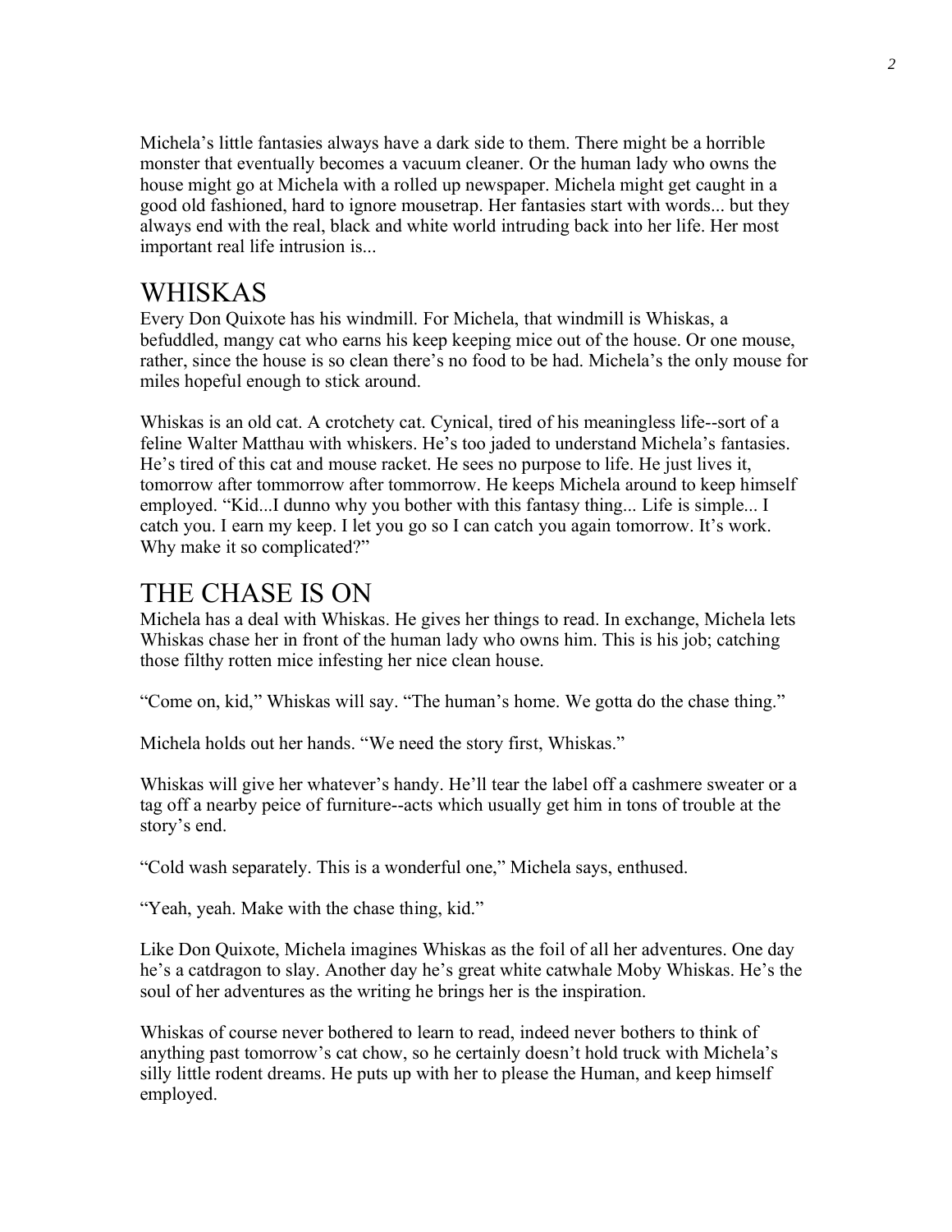Michela's little fantasies always have a dark side to them. There might be a horrible monster that eventually becomes a vacuum cleaner. Or the human lady who owns the house might go at Michela with a rolled up newspaper. Michela might get caught in a good old fashioned, hard to ignore mousetrap. Her fantasies start with words... but they always end with the real, black and white world intruding back into her life. Her most important real life intrusion is...

## WHISKAS

Every Don Quixote has his windmill. For Michela, that windmill is Whiskas, a befuddled, mangy cat who earns his keep keeping mice out of the house. Or one mouse, rather, since the house is so clean there's no food to be had. Michela's the only mouse for miles hopeful enough to stick around.

Whiskas is an old cat. A crotchety cat. Cynical, tired of his meaningless life--sort of a feline Walter Matthau with whiskers. He's too jaded to understand Michela's fantasies. He's tired of this cat and mouse racket. He sees no purpose to life. He just lives it, tomorrow after tommorrow after tommorrow. He keeps Michela around to keep himself employed. "Kid...I dunno why you bother with this fantasy thing... Life is simple... I catch you. I earn my keep. I let you go so I can catch you again tomorrow. It's work. Why make it so complicated?"

## THE CHASE IS ON

Michela has a deal with Whiskas. He gives her things to read. In exchange, Michela lets Whiskas chase her in front of the human lady who owns him. This is his job; catching those filthy rotten mice infesting her nice clean house.

"Come on, kid," Whiskas will say. "The human's home. We gotta do the chase thing."

Michela holds out her hands. "We need the story first, Whiskas."

Whiskas will give her whatever's handy. He'll tear the label off a cashmere sweater or a tag off a nearby peice of furniture--acts which usually get him in tons of trouble at the story's end.

"Cold wash separately. This is a wonderful one," Michela says, enthused.

"Yeah, yeah. Make with the chase thing, kid."

Like Don Quixote, Michela imagines Whiskas as the foil of all her adventures. One day he's a catdragon to slay. Another day he's great white catwhale Moby Whiskas. He's the soul of her adventures as the writing he brings her is the inspiration.

Whiskas of course never bothered to learn to read, indeed never bothers to think of anything past tomorrow's cat chow, so he certainly doesn't hold truck with Michela's silly little rodent dreams. He puts up with her to please the Human, and keep himself employed.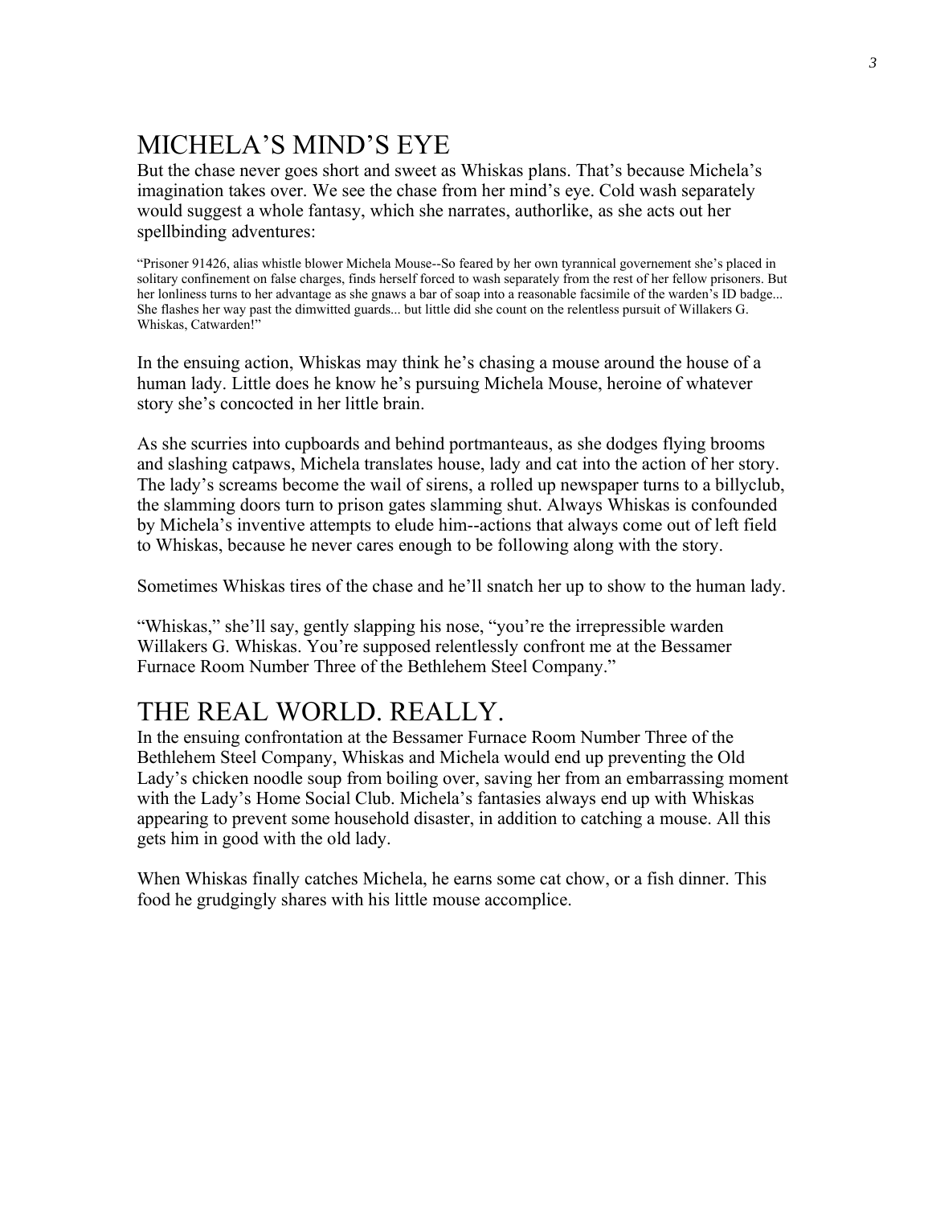## MICHELA'S MIND'S EYE

But the chase never goes short and sweet as Whiskas plans. That's because Michela's imagination takes over. We see the chase from her mind's eye. Cold wash separately would suggest a whole fantasy, which she narrates, authorlike, as she acts out her spellbinding adventures:

"Prisoner 91426, alias whistle blower Michela Mouse--So feared by her own tyrannical governement she's placed in solitary confinement on false charges, finds herself forced to wash separately from the rest of her fellow prisoners. But her lonliness turns to her advantage as she gnaws a bar of soap into a reasonable facsimile of the warden's ID badge... She flashes her way past the dimwitted guards... but little did she count on the relentless pursuit of Willakers G. Whiskas, Catwarden!"

In the ensuing action, Whiskas may think he's chasing a mouse around the house of a human lady. Little does he know he's pursuing Michela Mouse, heroine of whatever story she's concocted in her little brain.

As she scurries into cupboards and behind portmanteaus, as she dodges flying brooms and slashing catpaws, Michela translates house, lady and cat into the action of her story. The lady's screams become the wail of sirens, a rolled up newspaper turns to a billyclub, the slamming doors turn to prison gates slamming shut. Always Whiskas is confounded by Michela's inventive attempts to elude him--actions that always come out of left field to Whiskas, because he never cares enough to be following along with the story.

Sometimes Whiskas tires of the chase and he'll snatch her up to show to the human lady.

"Whiskas," she'll say, gently slapping his nose, "you're the irrepressible warden Willakers G. Whiskas. You're supposed relentlessly confront me at the Bessamer Furnace Room Number Three of the Bethlehem Steel Company."

## THE REAL WORLD. REALLY.

In the ensuing confrontation at the Bessamer Furnace Room Number Three of the Bethlehem Steel Company, Whiskas and Michela would end up preventing the Old Lady's chicken noodle soup from boiling over, saving her from an embarrassing moment with the Lady's Home Social Club. Michela's fantasies always end up with Whiskas appearing to prevent some household disaster, in addition to catching a mouse. All this gets him in good with the old lady.

When Whiskas finally catches Michela, he earns some cat chow, or a fish dinner. This food he grudgingly shares with his little mouse accomplice.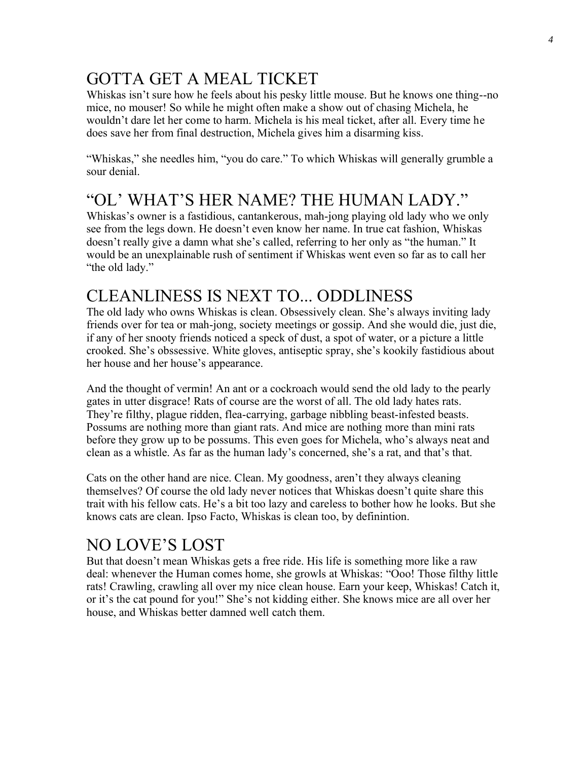## GOTTA GET A MEAL TICKET

Whiskas isn't sure how he feels about his pesky little mouse. But he knows one thing--no mice, no mouser! So while he might often make a show out of chasing Michela, he wouldn't dare let her come to harm. Michela is his meal ticket, after all. Every time he does save her from final destruction, Michela gives him a disarming kiss.

"Whiskas," she needles him, "you do care." To which Whiskas will generally grumble a sour denial.

## "OL' WHAT'S HER NAME? THE HUMAN LADY."

Whiskas's owner is a fastidious, cantankerous, mah-jong playing old lady who we only see from the legs down. He doesn't even know her name. In true cat fashion, Whiskas doesn't really give a damn what she's called, referring to her only as "the human." It would be an unexplainable rush of sentiment if Whiskas went even so far as to call her "the old lady."

## CLEANLINESS IS NEXT TO... ODDLINESS

The old lady who owns Whiskas is clean. Obsessively clean. She's always inviting lady friends over for tea or mah-jong, society meetings or gossip. And she would die, just die, if any of her snooty friends noticed a speck of dust, a spot of water, or a picture a little crooked. She's obssessive. White gloves, antiseptic spray, she's kookily fastidious about her house and her house's appearance.

And the thought of vermin! An ant or a cockroach would send the old lady to the pearly gates in utter disgrace! Rats of course are the worst of all. The old lady hates rats. They're filthy, plague ridden, flea-carrying, garbage nibbling beast-infested beasts. Possums are nothing more than giant rats. And mice are nothing more than mini rats before they grow up to be possums. This even goes for Michela, who's always neat and clean as a whistle. As far as the human lady's concerned, she's a rat, and that's that.

Cats on the other hand are nice. Clean. My goodness, aren't they always cleaning themselves? Of course the old lady never notices that Whiskas doesn't quite share this trait with his fellow cats. He's a bit too lazy and careless to bother how he looks. But she knows cats are clean. Ipso Facto, Whiskas is clean too, by definintion.

## NO LOVE'S LOST

But that doesn't mean Whiskas gets a free ride. His life is something more like a raw deal: whenever the Human comes home, she growls at Whiskas: "Ooo! Those filthy little rats! Crawling, crawling all over my nice clean house. Earn your keep, Whiskas! Catch it, or it's the cat pound for you!" She's not kidding either. She knows mice are all over her house, and Whiskas better damned well catch them.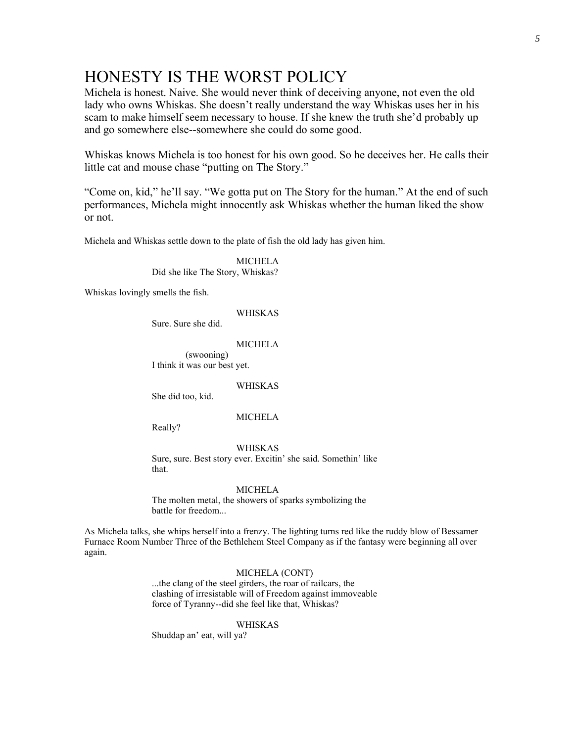# HONESTY IS THE WORST POLICY

Michela is honest. Naive. She would never think of deceiving anyone, not even the old lady who owns Whiskas. She doesn't really understand the way Whiskas uses her in his scam to make himself seem necessary to house. If she knew the truth she'd probably up and go somewhere else--somewhere she could do some good.

Whiskas knows Michela is too honest for his own good. So he deceives her. He calls their little cat and mouse chase "putting on The Story."

"Come on, kid," he'll say. "We gotta put on The Story for the human." At the end of such performances, Michela might innocently ask Whiskas whether the human liked the show or not.

Michela and Whiskas settle down to the plate of fish the old lady has given him.

MICHELA
Did she like The Story, Whiskas?

Whiskas lovingly smells the fish.

WHISKAS
Sure. Sure she did.

MICHELA
(swooning)
I think it was our best yet.

WHISKAS
She did too, kid.

MICHELA
Really?

WHISKAS
Sure, sure. Best story ever. Excitin' she said. Somethin' like that.

MICHELA
The molten metal, the showers of sparks symbolizing the battle for freedom...

As Michela talks, she whips herself into a frenzy. The lighting turns red like the ruddy blow of Bessamer Furnace Room Number Three of the Bethlehem Steel Company as if the fantasy were beginning all over again.

MICHELA (CONT)
...the clang of the steel girders, the roar of railcars, the clashing of irresistable will of Freedom against immoveable force of Tyranny--did she feel like that, Whiskas?

WHISKAS
Shuddap an' eat, will ya?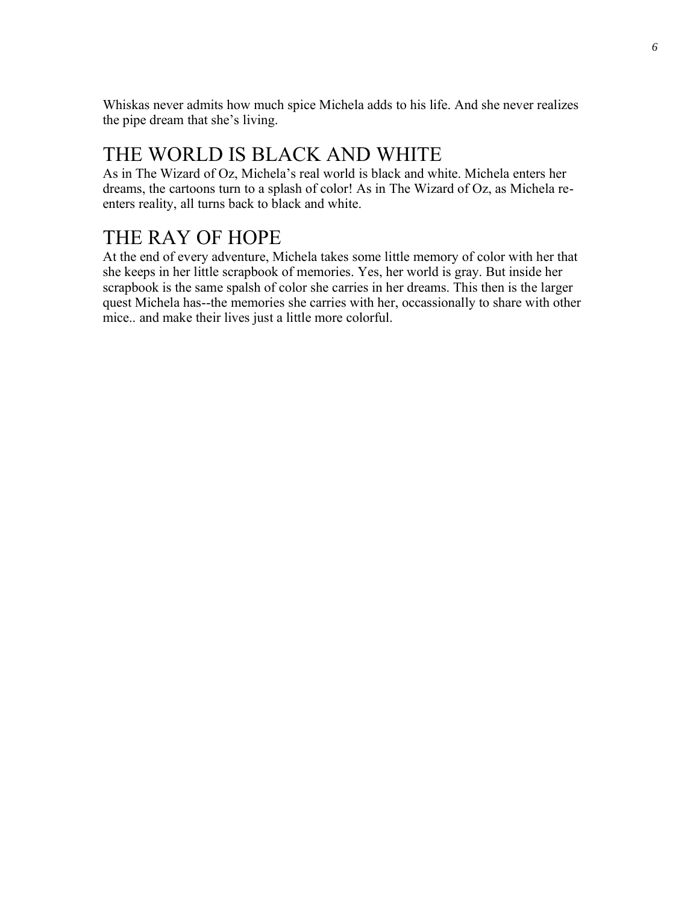Whiskas never admits how much spice Michela adds to his life. And she never realizes the pipe dream that she's living.

## THE WORLD IS BLACK AND WHITE

As in The Wizard of Oz, Michela's real world is black and white. Michela enters her dreams, the cartoons turn to a splash of color! As in The Wizard of Oz, as Michela re-enters reality, all turns back to black and white.

## THE RAY OF HOPE

At the end of every adventure, Michela takes some little memory of color with her that she keeps in her little scrapbook of memories. Yes, her world is gray. But inside her scrapbook is the same spalsh of color she carries in her dreams. This then is the larger quest Michela has--the memories she carries with her, occassionally to share with other mice.. and make their lives just a little more colorful.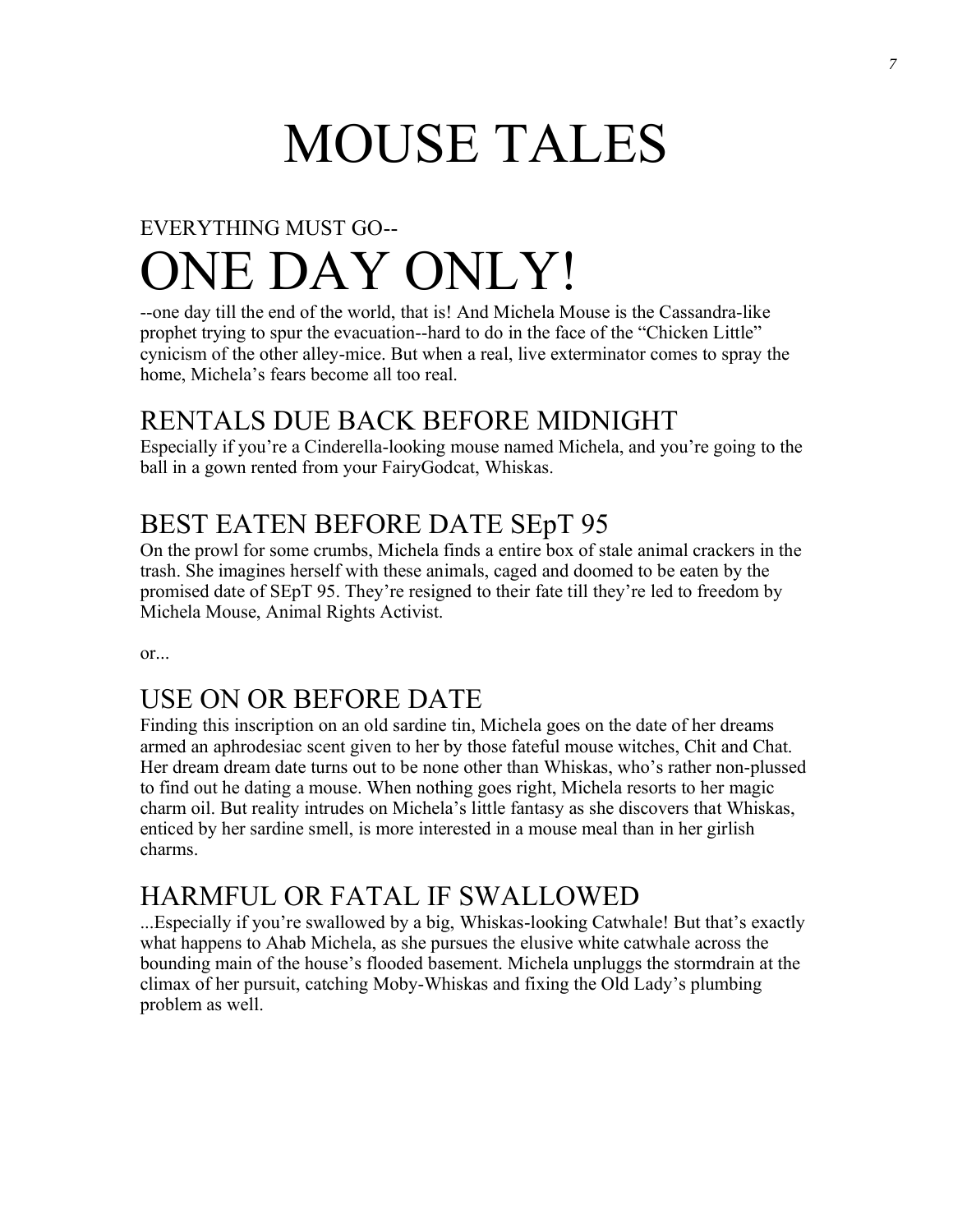# MOUSE TALES

EVERYTHING MUST GO--

# ONE DAY ONLY!

--one day till the end of the world, that is! And Michela Mouse is the Cassandra-like prophet trying to spur the evacuation--hard to do in the face of the "Chicken Little" cynicism of the other alley-mice. But when a real, live exterminator comes to spray the home, Michela's fears become all too real.

## RENTALS DUE BACK BEFORE MIDNIGHT

Especially if you're a Cinderella-looking mouse named Michela, and you're going to the ball in a gown rented from your FairyGodcat, Whiskas.

## BEST EATEN BEFORE DATE SEpT 95

On the prowl for some crumbs, Michela finds a entire box of stale animal crackers in the trash. She imagines herself with these animals, caged and doomed to be eaten by the promised date of SEpT 95. They're resigned to their fate till they're led to freedom by Michela Mouse, Animal Rights Activist.

or...

## USE ON OR BEFORE DATE

Finding this inscription on an old sardine tin, Michela goes on the date of her dreams armed an aphrodesiac scent given to her by those fateful mouse witches, Chit and Chat. Her dream dream date turns out to be none other than Whiskas, who's rather non-plussed to find out he dating a mouse. When nothing goes right, Michela resorts to her magic charm oil. But reality intrudes on Michela's little fantasy as she discovers that Whiskas, enticed by her sardine smell, is more interested in a mouse meal than in her girlish charms.

## HARMFUL OR FATAL IF SWALLOWED

...Especially if you're swallowed by a big, Whiskas-looking Catwhale! But that's exactly what happens to Ahab Michela, as she pursues the elusive white catwhale across the bounding main of the house's flooded basement. Michela unpluggs the stormdrain at the climax of her pursuit, catching Moby-Whiskas and fixing the Old Lady's plumbing problem as well.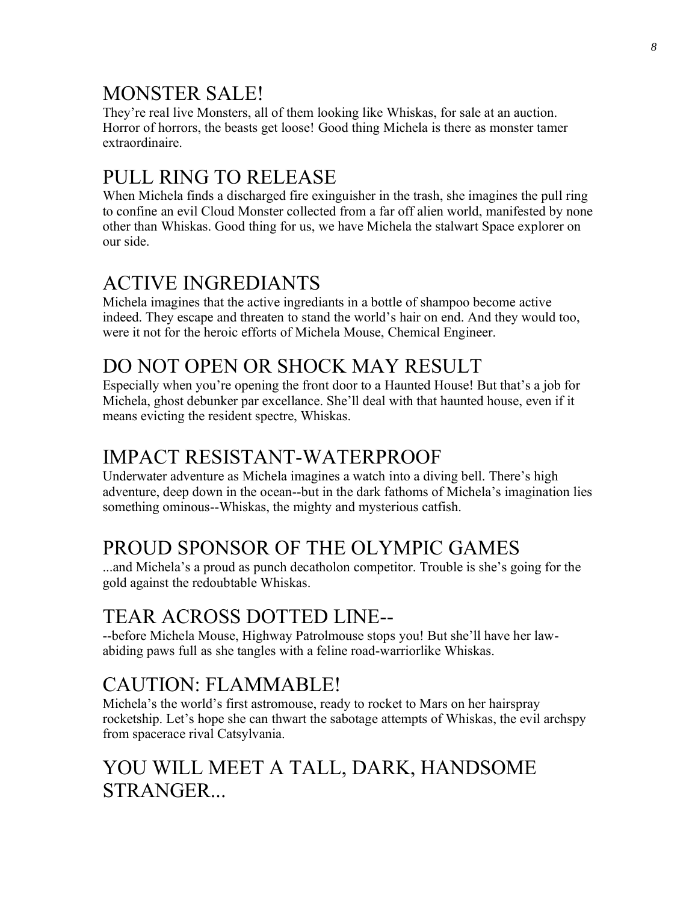## MONSTER SALE!

They're real live Monsters, all of them looking like Whiskas, for sale at an auction. Horror of horrors, the beasts get loose! Good thing Michela is there as monster tamer extraordinaire.

## PULL RING TO RELEASE

When Michela finds a discharged fire exinguisher in the trash, she imagines the pull ring to confine an evil Cloud Monster collected from a far off alien world, manifested by none other than Whiskas. Good thing for us, we have Michela the stalwart Space explorer on our side.

## ACTIVE INGREDIANTS

Michela imagines that the active ingrediants in a bottle of shampoo become active indeed. They escape and threaten to stand the world's hair on end. And they would too, were it not for the heroic efforts of Michela Mouse, Chemical Engineer.

## DO NOT OPEN OR SHOCK MAY RESULT

Especially when you're opening the front door to a Haunted House! But that's a job for Michela, ghost debunker par excellance. She'll deal with that haunted house, even if it means evicting the resident spectre, Whiskas.

## IMPACT RESISTANT-WATERPROOF

Underwater adventure as Michela imagines a watch into a diving bell. There's high adventure, deep down in the ocean--but in the dark fathoms of Michela's imagination lies something ominous--Whiskas, the mighty and mysterious catfish.

## PROUD SPONSOR OF THE OLYMPIC GAMES

...and Michela's a proud as punch decatholon competitor. Trouble is she's going for the gold against the redoubtable Whiskas.

## TEAR ACROSS DOTTED LINE--

--before Michela Mouse, Highway Patrolmouse stops you! But she'll have her law-abiding paws full as she tangles with a feline road-warriorlike Whiskas.

## CAUTION: FLAMMABLE!

Michela's the world's first astromouse, ready to rocket to Mars on her hairspray rocketship. Let's hope she can thwart the sabotage attempts of Whiskas, the evil archspy from spacerace rival Catsylvania.

## YOU WILL MEET A TALL, DARK, HANDSOME STRANGER...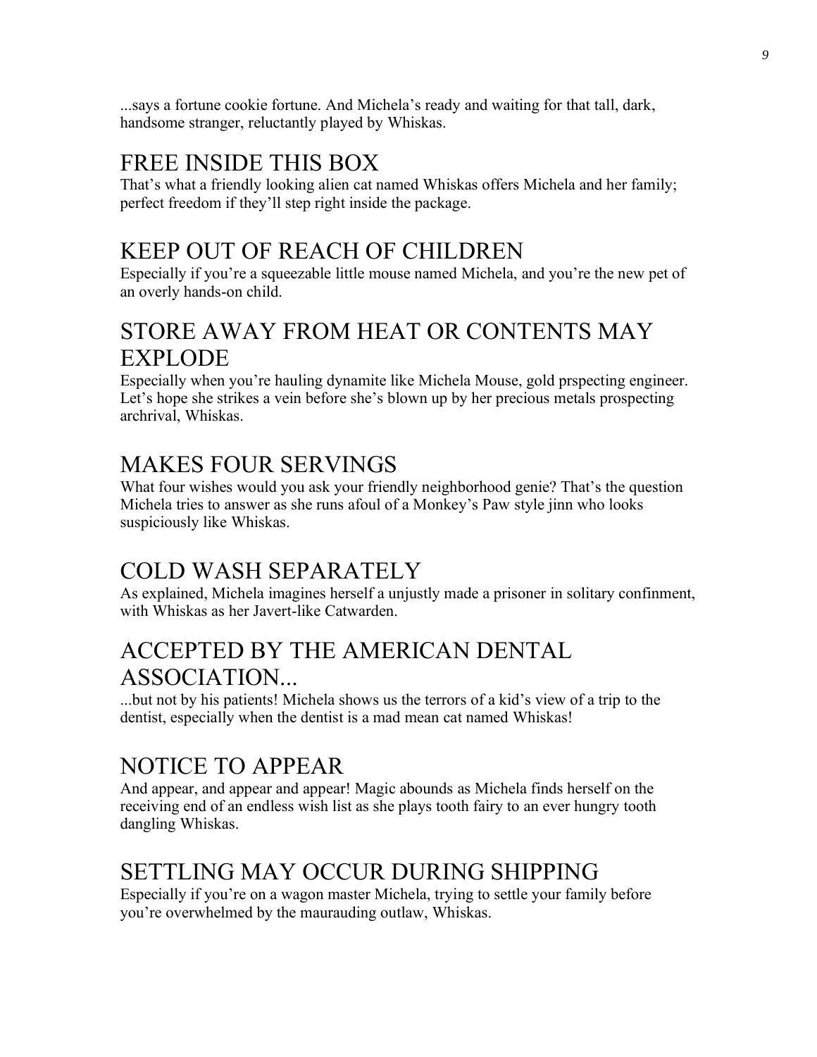...says a fortune cookie fortune. And Michela's ready and waiting for that tall, dark, handsome stranger, reluctantly played by Whiskas.

## FREE INSIDE THIS BOX

That's what a friendly looking alien cat named Whiskas offers Michela and her family; perfect freedom if they'll step right inside the package.

## KEEP OUT OF REACH OF CHILDREN

Especially if you're a squeezable little mouse named Michela, and you're the new pet of an overly hands-on child.

## STORE AWAY FROM HEAT OR CONTENTS MAY EXPLODE

Especially when you're hauling dynamite like Michela Mouse, gold prspecting engineer. Let's hope she strikes a vein before she's blown up by her precious metals prospecting archrival, Whiskas.

## MAKES FOUR SERVINGS

What four wishes would you ask your friendly neighborhood genie? That's the question Michela tries to answer as she runs afoul of a Monkey's Paw style jinn who looks suspiciously like Whiskas.

## COLD WASH SEPARATELY

As explained, Michela imagines herself a unjustly made a prisoner in solitary confinment, with Whiskas as her Javert-like Catwarden.

## ACCEPTED BY THE AMERICAN DENTAL ASSOCIATION...

...but not by his patients! Michela shows us the terrors of a kid's view of a trip to the dentist, especially when the dentist is a mad mean cat named Whiskas!

## NOTICE TO APPEAR

And appear, and appear and appear! Magic abounds as Michela finds herself on the receiving end of an endless wish list as she plays tooth fairy to an ever hungry tooth dangling Whiskas.

## SETTLING MAY OCCUR DURING SHIPPING

Especially if you're on a wagon master Michela, trying to settle your family before you're overwhelmed by the maurauding outlaw, Whiskas.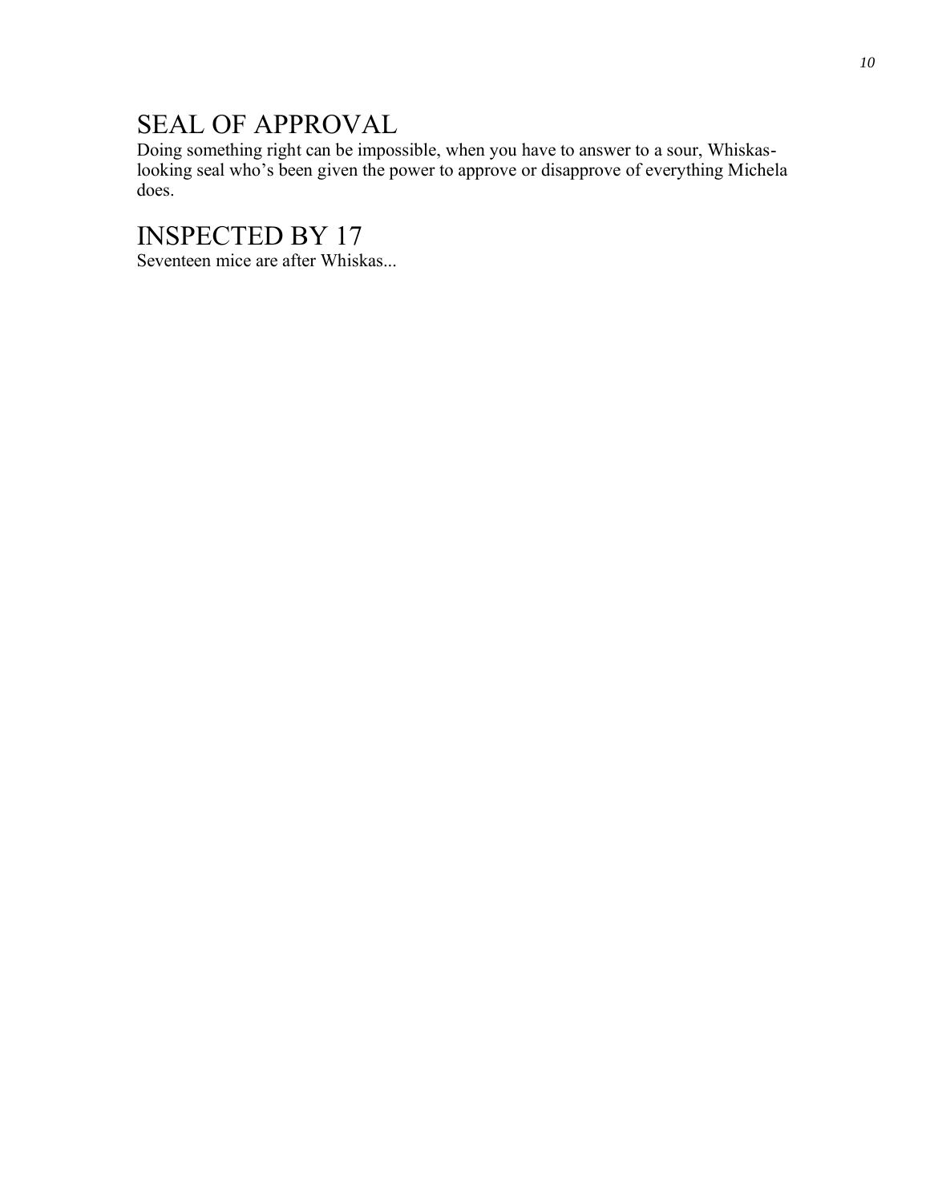## SEAL OF APPROVAL

Doing something right can be impossible, when you have to answer to a sour, Whiskas-looking seal who's been given the power to approve or disapprove of everything Michela does.

## INSPECTED BY 17

Seventeen mice are after Whiskas...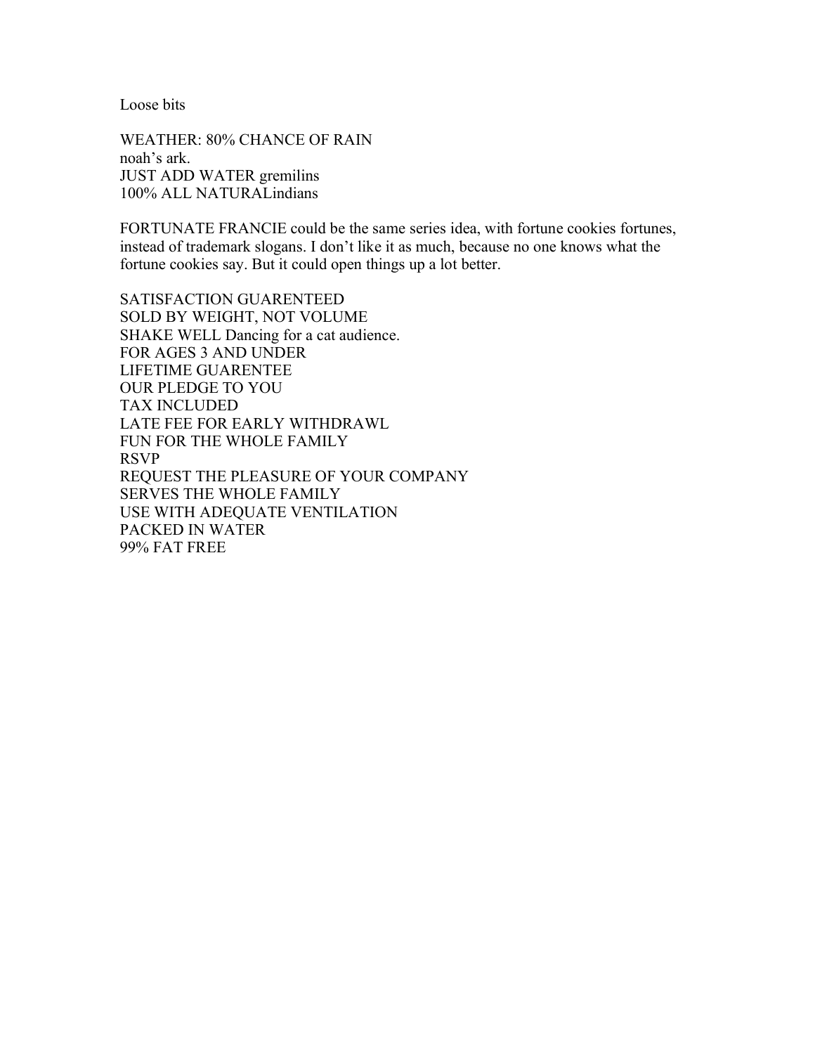Loose bits

WEATHER: 80% CHANCE OF RAIN
noah's ark.
JUST ADD WATER gremilins
100% ALL NATURALindians

FORTUNATE FRANCIE could be the same series idea, with fortune cookies fortunes, instead of trademark slogans. I don't like it as much, because no one knows what the fortune cookies say. But it could open things up a lot better.

SATISFACTION GUARENTEED
SOLD BY WEIGHT, NOT VOLUME
SHAKE WELL Dancing for a cat audience.
FOR AGES 3 AND UNDER
LIFETIME GUARENTEE
OUR PLEDGE TO YOU
TAX INCLUDED
LATE FEE FOR EARLY WITHDRAWL
FUN FOR THE WHOLE FAMILY
RSVP
REQUEST THE PLEASURE OF YOUR COMPANY
SERVES THE WHOLE FAMILY
USE WITH ADEQUATE VENTILATION
PACKED IN WATER
99% FAT FREE